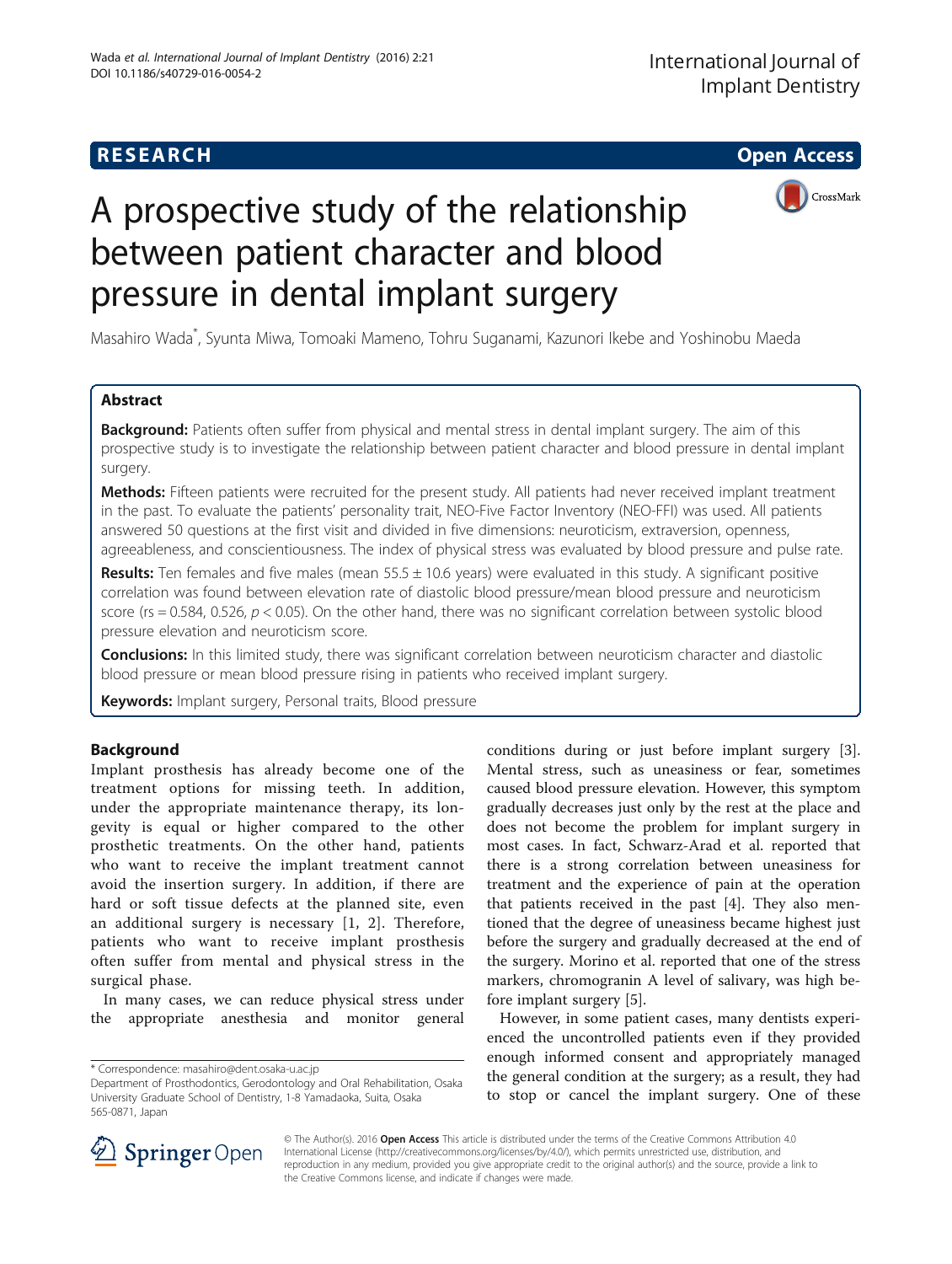# A prospective study of the relationship between patient character and blood pressure in dental implant surgery

Masahiro Wada*, Syunta Miwa, Tomoaki Mameno, Tohru Suganami, Kazunori Ikebe and Yoshinobu Maeda

## Abstract

**Background:** Patients often suffer from physical and mental stress in dental implant surgery. The aim of this prospective study is to investigate the relationship between patient character and blood pressure in dental implant surgery.

**Methods:** Fifteen patients were recruited for the present study. All patients had never received implant treatment in the past. To evaluate the patients' personality trait, NEO-Five Factor Inventory (NEO-FFI) was used. All patients answered 50 questions at the first visit and divided in five dimensions: neuroticism, extraversion, openness, agreeableness, and conscientiousness. The index of physical stress was evaluated by blood pressure and pulse rate.

**Results:** Ten females and five males (mean 55.5 ± 10.6 years) were evaluated in this study. A significant positive correlation was found between elevation rate of diastolic blood pressure/mean blood pressure and neuroticism score (rs = 0.584, 0.526, $p < 0.05$). On the other hand, there was no significant correlation between systolic blood pressure elevation and neuroticism score.

**Conclusions:** In this limited study, there was significant correlation between neuroticism character and diastolic blood pressure or mean blood pressure rising in patients who received implant surgery.

**Keywords:** Implant surgery, Personal traits, Blood pressure

## Background

Implant prosthesis has already become one of the treatment options for missing teeth. In addition, under the appropriate maintenance therapy, its longevity is equal or higher compared to the other prosthetic treatments. On the other hand, patients who want to receive the implant treatment cannot avoid the insertion surgery. In addition, if there are hard or soft tissue defects at the planned site, even an additional surgery is necessary [1, 2]. Therefore, patients who want to receive implant prosthesis often suffer from mental and physical stress in the surgical phase.

In many cases, we can reduce physical stress under the appropriate anesthesia and monitor general conditions during or just before implant surgery [3]. Mental stress, such as uneasiness or fear, sometimes caused blood pressure elevation. However, this symptom gradually decreases just only by the rest at the place and does not become the problem for implant surgery in most cases. In fact, Schwarz-Arad et al. reported that there is a strong correlation between uneasiness for treatment and the experience of pain at the operation that patients received in the past [4]. They also mentioned that the degree of uneasiness became highest just before the surgery and gradually decreased at the end of the surgery. Morino et al. reported that one of the stress markers, chromogranin A level of salivary, was high before implant surgery [5].

However, in some patient cases, many dentists experienced the uncontrolled patients even if they provided enough informed consent and appropriately managed the general condition at the surgery; as a result, they had to stop or cancel the implant surgery. One of these

* Correspondence: masahiro@dent.osaka-u.ac.jp
Department of Prosthodontics, Gerodontology and Oral Rehabilitation, Osaka University Graduate School of Dentistry, 1-8 Yamadaoka, Suita, Osaka 565-0871, Japan

© The Author(s). 2016 **Open Access** This article is distributed under the terms of the Creative Commons Attribution 4.0 International License (http://creativecommons.org/licenses/by/4.0/), which permits unrestricted use, distribution, and reproduction in any medium, provided you give appropriate credit to the original author(s) and the source, provide a link to the Creative Commons license, and indicate if changes were made.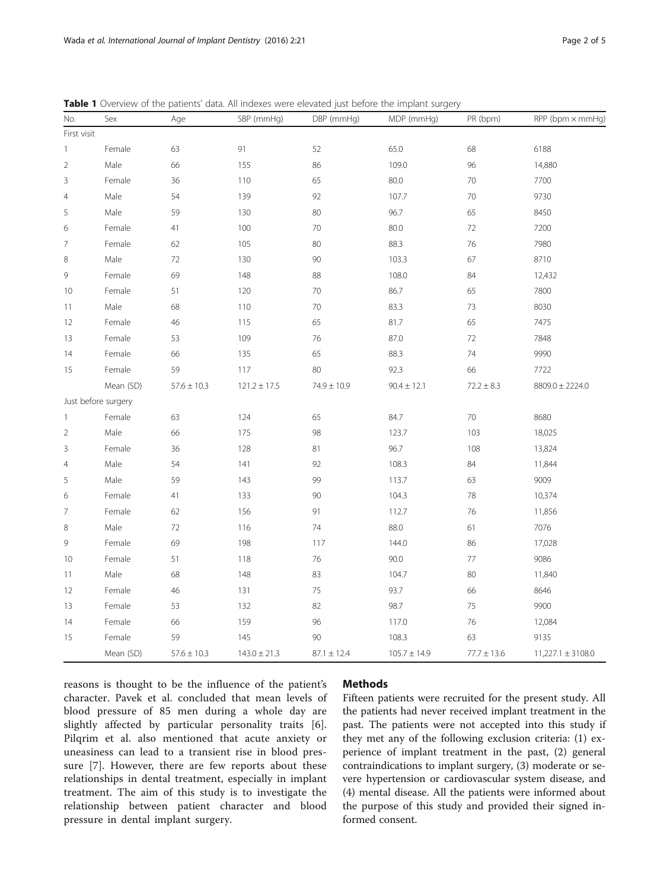**Table 1** Overview of the patients' data. All indexes were elevated just before the implant surgery

| No. | Sex | Age | SBP (mmHg) | DBP (mmHg) | MDP (mmHg) | PR (bpm) | RPP (bpm × mmHg) |
|---|---|---|---|---|---|---|---|
| First visit | | | | | | | |
| 1 | Female | 63 | 91 | 52 | 65.0 | 68 | 6188 |
| 2 | Male | 66 | 155 | 86 | 109.0 | 96 | 14,880 |
| 3 | Female | 36 | 110 | 65 | 80.0 | 70 | 7700 |
| 4 | Male | 54 | 139 | 92 | 107.7 | 70 | 9730 |
| 5 | Male | 59 | 130 | 80 | 96.7 | 65 | 8450 |
| 6 | Female | 41 | 100 | 70 | 80.0 | 72 | 7200 |
| 7 | Female | 62 | 105 | 80 | 88.3 | 76 | 7980 |
| 8 | Male | 72 | 130 | 90 | 103.3 | 67 | 8710 |
| 9 | Female | 69 | 148 | 88 | 108.0 | 84 | 12,432 |
| 10 | Female | 51 | 120 | 70 | 86.7 | 65 | 7800 |
| 11 | Male | 68 | 110 | 70 | 83.3 | 73 | 8030 |
| 12 | Female | 46 | 115 | 65 | 81.7 | 65 | 7475 |
| 13 | Female | 53 | 109 | 76 | 87.0 | 72 | 7848 |
| 14 | Female | 66 | 135 | 65 | 88.3 | 74 | 9990 |
| 15 | Female | 59 | 117 | 80 | 92.3 | 66 | 7722 |
| | Mean (SD) | 57.6 ± 10.3 | 121.2 ± 17.5 | 74.9 ± 10.9 | 90.4 ± 12.1 | 72.2 ± 8.3 | 8809.0 ± 2224.0 |
| Just before surgery | | | | | | | |
| 1 | Female | 63 | 124 | 65 | 84.7 | 70 | 8680 |
| 2 | Male | 66 | 175 | 98 | 123.7 | 103 | 18,025 |
| 3 | Female | 36 | 128 | 81 | 96.7 | 108 | 13,824 |
| 4 | Male | 54 | 141 | 92 | 108.3 | 84 | 11,844 |
| 5 | Male | 59 | 143 | 99 | 113.7 | 63 | 9009 |
| 6 | Female | 41 | 133 | 90 | 104.3 | 78 | 10,374 |
| 7 | Female | 62 | 156 | 91 | 112.7 | 76 | 11,856 |
| 8 | Male | 72 | 116 | 74 | 88.0 | 61 | 7076 |
| 9 | Female | 69 | 198 | 117 | 144.0 | 86 | 17,028 |
| 10 | Female | 51 | 118 | 76 | 90.0 | 77 | 9086 |
| 11 | Male | 68 | 148 | 83 | 104.7 | 80 | 11,840 |
| 12 | Female | 46 | 131 | 75 | 93.7 | 66 | 8646 |
| 13 | Female | 53 | 132 | 82 | 98.7 | 75 | 9900 |
| 14 | Female | 66 | 159 | 96 | 117.0 | 76 | 12,084 |
| 15 | Female | 59 | 145 | 90 | 108.3 | 63 | 9135 |
| | Mean (SD) | 57.6 ± 10.3 | 143.0 ± 21.3 | 87.1 ± 12.4 | 105.7 ± 14.9 | 77.7 ± 13.6 | 11,227.1 ± 3108.0 |

reasons is thought to be the influence of the patient's character. Pavek et al. concluded that mean levels of blood pressure of 85 men during a whole day are slightly affected by particular personality traits [6]. Pilqrim et al. also mentioned that acute anxiety or uneasiness can lead to a transient rise in blood pressure [7]. However, there are few reports about these relationships in dental treatment, especially in implant treatment. The aim of this study is to investigate the relationship between patient character and blood pressure in dental implant surgery.

## Methods

Fifteen patients were recruited for the present study. All the patients had never received implant treatment in the past. The patients were not accepted into this study if they met any of the following exclusion criteria: (1) experience of implant treatment in the past, (2) general contraindications to implant surgery, (3) moderate or severe hypertension or cardiovascular system disease, and (4) mental disease. All the patients were informed about the purpose of this study and provided their signed informed consent.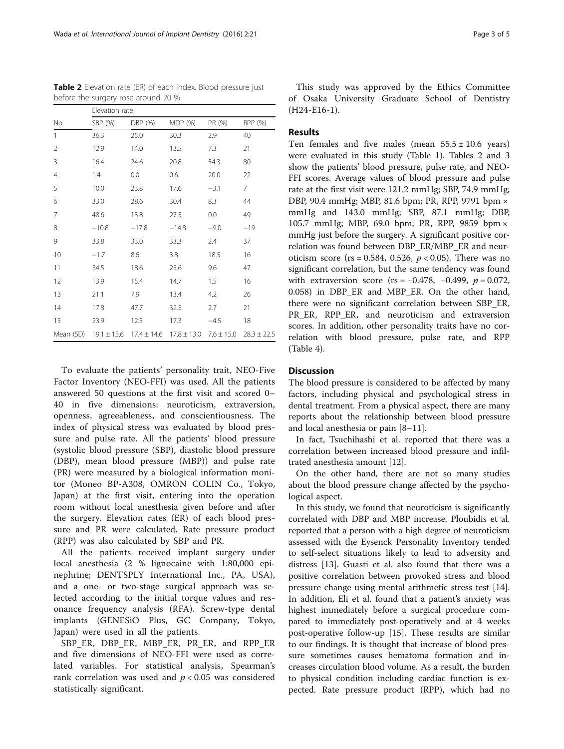**Table 2** Elevation rate (ER) of each index. Blood pressure just before the surgery rose around 20 %

| | Elevation rate | | | | |
|---|---|---|---|---|---|
| No. | SBP (%) | DBP (%) | MDP (%) | PR (%) | RPP (%) |
| 1 | 36.3 | 25.0 | 30.3 | 2.9 | 40 |
| 2 | 12.9 | 14.0 | 13.5 | 7.3 | 21 |
| 3 | 16.4 | 24.6 | 20.8 | 54.3 | 80 |
| 4 | 1.4 | 0.0 | 0.6 | 20.0 | 22 |
| 5 | 10.0 | 23.8 | 17.6 | −3.1 | 7 |
| 6 | 33.0 | 28.6 | 30.4 | 8.3 | 44 |
| 7 | 48.6 | 13.8 | 27.5 | 0.0 | 49 |
| 8 | −10.8 | −17.8 | −14.8 | −9.0 | −19 |
| 9 | 33.8 | 33.0 | 33.3 | 2.4 | 37 |
| 10 | −1.7 | 8.6 | 3.8 | 18.5 | 16 |
| 11 | 34.5 | 18.6 | 25.6 | 9.6 | 47 |
| 12 | 13.9 | 15.4 | 14.7 | 1.5 | 16 |
| 13 | 21.1 | 7.9 | 13.4 | 4.2 | 26 |
| 14 | 17.8 | 47.7 | 32.5 | 2.7 | 21 |
| 15 | 23.9 | 12.5 | 17.3 | −4.5 | 18 |
| Mean (SD) | 19.1 ± 15.6 | 17.4 ± 14.6 | 17.8 ± 13.0 | 7.6 ± 15.0 | 28.3 ± 22.5 |

To evaluate the patients' personality trait, NEO-Five Factor Inventory (NEO-FFI) was used. All the patients answered 50 questions at the first visit and scored 0–40 in five dimensions: neuroticism, extraversion, openness, agreeableness, and conscientiousness. The index of physical stress was evaluated by blood pressure and pulse rate. All the patients' blood pressure (systolic blood pressure (SBP), diastolic blood pressure (DBP), mean blood pressure (MBP)) and pulse rate (PR) were measured by a biological information monitor (Moneo BP-A308, OMRON COLIN Co., Tokyo, Japan) at the first visit, entering into the operation room without local anesthesia given before and after the surgery. Elevation rates (ER) of each blood pressure and PR were calculated. Rate pressure product (RPP) was also calculated by SBP and PR.

All the patients received implant surgery under local anesthesia (2 % lignocaine with 1:80,000 epinephrine; DENTSPLY International Inc., PA, USA), and a one- or two-stage surgical approach was selected according to the initial torque values and resonance frequency analysis (RFA). Screw-type dental implants (GENESiO Plus, GC Company, Tokyo, Japan) were used in all the patients.

SBP_ER, DBP_ER, MBP_ER, PR_ER, and RPP_ER and five dimensions of NEO-FFI were used as correlated variables. For statistical analysis, Spearman's rank correlation was used and $p < 0.05$ was considered statistically significant.

This study was approved by the Ethics Committee of Osaka University Graduate School of Dentistry (H24-E16-1).

## Results

Ten females and five males (mean $55.5 \pm 10.6$ years) were evaluated in this study (Table 1). Tables 2 and 3 show the patients' blood pressure, pulse rate, and NEO-FFI scores. Average values of blood pressure and pulse rate at the first visit were 121.2 mmHg; SBP, 74.9 mmHg; DBP, 90.4 mmHg; MBP, 81.6 bpm; PR, RPP, 9791 bpm × mmHg and 143.0 mmHg; SBP, 87.1 mmHg; DBP, 105.7 mmHg; MBP, 69.0 bpm; PR, RPP, 9859 bpm × mmHg just before the surgery. A significant positive correlation was found between DBP_ER/MBP_ER and neuroticism score (rs = 0.584, 0.526, $p < 0.05$). There was no significant correlation, but the same tendency was found with extraversion score (rs = −0.478, −0.499, $p = 0.072$, 0.058) in DBP_ER and MBP_ER. On the other hand, there were no significant correlation between SBP_ER, PR_ER, RPP_ER, and neuroticism and extraversion scores. In addition, other personality traits have no correlation with blood pressure, pulse rate, and RPP (Table 4).

## Discussion

The blood pressure is considered to be affected by many factors, including physical and psychological stress in dental treatment. From a physical aspect, there are many reports about the relationship between blood pressure and local anesthesia or pain [8–11].

In fact, Tsuchihashi et al. reported that there was a correlation between increased blood pressure and infiltrated anesthesia amount [12].

On the other hand, there are not so many studies about the blood pressure change affected by the psychological aspect.

In this study, we found that neuroticism is significantly correlated with DBP and MBP increase. Ploubidis et al. reported that a person with a high degree of neuroticism assessed with the Eysenck Personality Inventory tended to self-select situations likely to lead to adversity and distress [13]. Guasti et al. also found that there was a positive correlation between provoked stress and blood pressure change using mental arithmetic stress test [14]. In addition, Eli et al. found that a patient's anxiety was highest immediately before a surgical procedure compared to immediately post-operatively and at 4 weeks post-operative follow-up [15]. These results are similar to our findings. It is thought that increase of blood pressure sometimes causes hematoma formation and increases circulation blood volume. As a result, the burden to physical condition including cardiac function is expected. Rate pressure product (RPP), which had no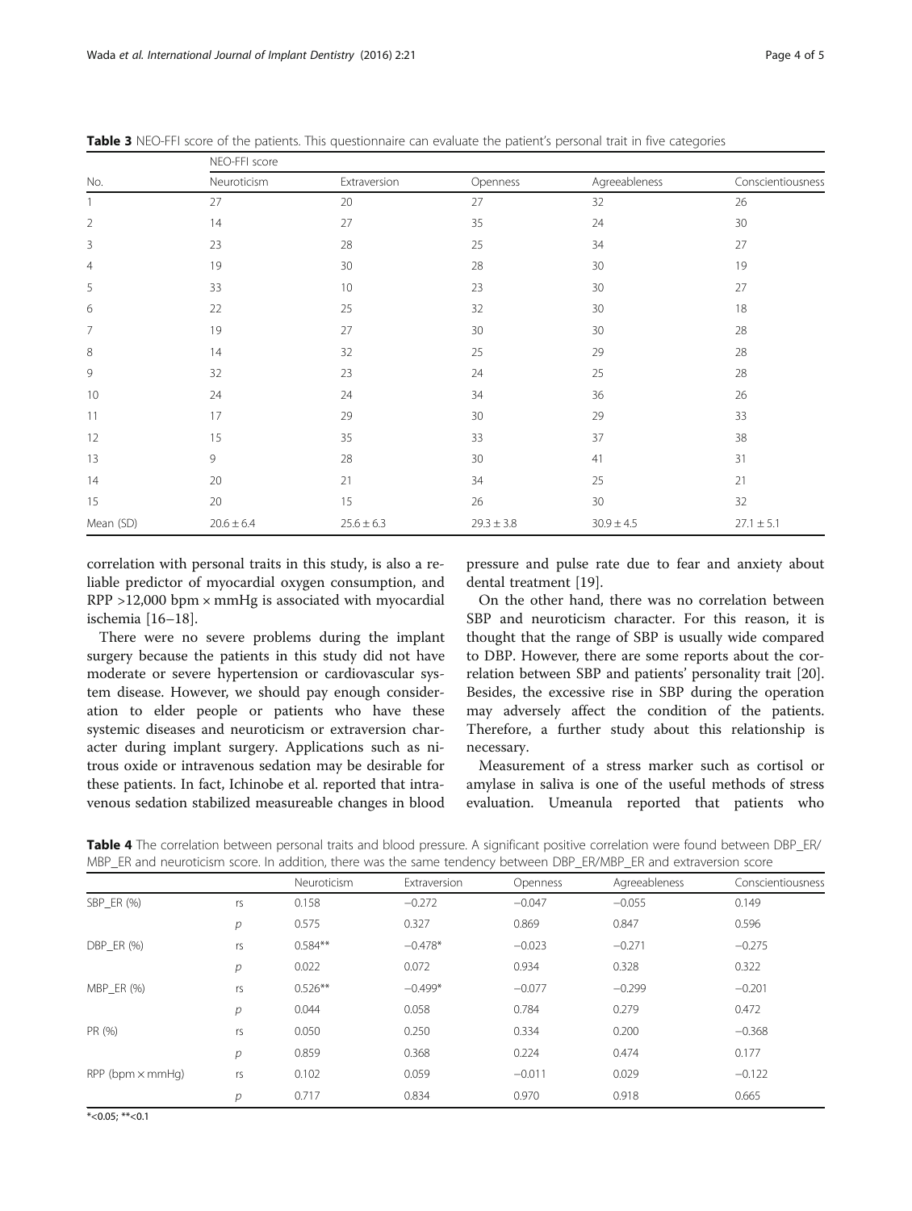**Table 3** NEO-FFI score of the patients. This questionnaire can evaluate the patient's personal trait in five categories

| No. | NEO-FFI score | | | | |
|---|---|---|---|---|---|
| | Neuroticism | Extraversion | Openness | Agreeableness | Conscientiousness |
| 1 | 27 | 20 | 27 | 32 | 26 |
| 2 | 14 | 27 | 35 | 24 | 30 |
| 3 | 23 | 28 | 25 | 34 | 27 |
| 4 | 19 | 30 | 28 | 30 | 19 |
| 5 | 33 | 10 | 23 | 30 | 27 |
| 6 | 22 | 25 | 32 | 30 | 18 |
| 7 | 19 | 27 | 30 | 30 | 28 |
| 8 | 14 | 32 | 25 | 29 | 28 |
| 9 | 32 | 23 | 24 | 25 | 28 |
| 10 | 24 | 24 | 34 | 36 | 26 |
| 11 | 17 | 29 | 30 | 29 | 33 |
| 12 | 15 | 35 | 33 | 37 | 38 |
| 13 | 9 | 28 | 30 | 41 | 31 |
| 14 | 20 | 21 | 34 | 25 | 21 |
| 15 | 20 | 15 | 26 | 30 | 32 |
| Mean (SD) | 20.6 ± 6.4 | 25.6 ± 6.3 | 29.3 ± 3.8 | 30.9 ± 4.5 | 27.1 ± 5.1 |

correlation with personal traits in this study, is also a reliable predictor of myocardial oxygen consumption, and RPP >12,000 bpm × mmHg is associated with myocardial ischemia [16–18].

There were no severe problems during the implant surgery because the patients in this study did not have moderate or severe hypertension or cardiovascular system disease. However, we should pay enough consideration to elder people or patients who have these systemic diseases and neuroticism or extraversion character during implant surgery. Applications such as nitrous oxide or intravenous sedation may be desirable for these patients. In fact, Ichinobe et al. reported that intravenous sedation stabilized measureable changes in blood pressure and pulse rate due to fear and anxiety about dental treatment [19].

On the other hand, there was no correlation between SBP and neuroticism character. For this reason, it is thought that the range of SBP is usually wide compared to DBP. However, there are some reports about the correlation between SBP and patients' personality trait [20]. Besides, the excessive rise in SBP during the operation may adversely affect the condition of the patients. Therefore, a further study about this relationship is necessary.

Measurement of a stress marker such as cortisol or amylase in saliva is one of the useful methods of stress evaluation. Umeanula reported that patients who

**Table 4** The correlation between personal traits and blood pressure. A significant positive correlation were found between DBP_ER/MBP_ER and neuroticism score. In addition, there was the same tendency between DBP_ER/MBP_ER and extraversion score

| | | Neuroticism | Extraversion | Openness | Agreeableness | Conscientiousness |
|---|---|---|---|---|---|---|
| SBP_ER (%) | rs | 0.158 | −0.272 | −0.047 | −0.055 | 0.149 |
| | *p* | 0.575 | 0.327 | 0.869 | 0.847 | 0.596 |
| DBP_ER (%) | rs | 0.584** | −0.478* | −0.023 | −0.271 | −0.275 |
| | *p* | 0.022 | 0.072 | 0.934 | 0.328 | 0.322 |
| MBP_ER (%) | rs | 0.526** | −0.499* | −0.077 | −0.299 | −0.201 |
| | *p* | 0.044 | 0.058 | 0.784 | 0.279 | 0.472 |
| PR (%) | rs | 0.050 | 0.250 | 0.334 | 0.200 | −0.368 |
| | *p* | 0.859 | 0.368 | 0.224 | 0.474 | 0.177 |
| RPP (bpm × mmHg) | rs | 0.102 | 0.059 | −0.011 | 0.029 | −0.122 |
| | *p* | 0.717 | 0.834 | 0.970 | 0.918 | 0.665 |

*<0.05; **<0.1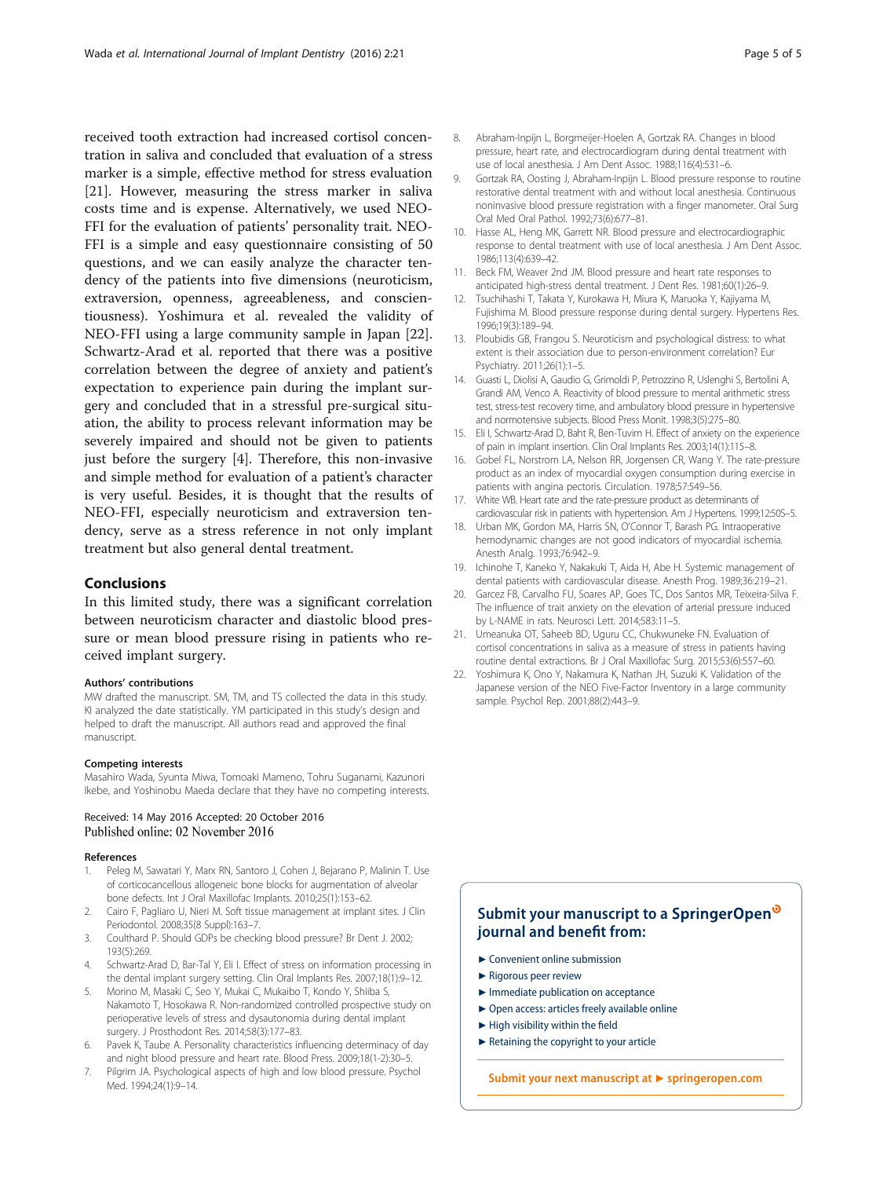received tooth extraction had increased cortisol concentration in saliva and concluded that evaluation of a stress marker is a simple, effective method for stress evaluation [21]. However, measuring the stress marker in saliva costs time and is expense. Alternatively, we used NEO-FFI for the evaluation of patients' personality trait. NEO-FFI is a simple and easy questionnaire consisting of 50 questions, and we can easily analyze the character tendency of the patients into five dimensions (neuroticism, extraversion, openness, agreeableness, and conscientiousness). Yoshimura et al. revealed the validity of NEO-FFI using a large community sample in Japan [22]. Schwartz-Arad et al. reported that there was a positive correlation between the degree of anxiety and patient's expectation to experience pain during the implant surgery and concluded that in a stressful pre-surgical situation, the ability to process relevant information may be severely impaired and should not be given to patients just before the surgery [4]. Therefore, this non-invasive and simple method for evaluation of a patient's character is very useful. Besides, it is thought that the results of NEO-FFI, especially neuroticism and extraversion tendency, serve as a stress reference in not only implant treatment but also general dental treatment.

## Conclusions

In this limited study, there was a significant correlation between neuroticism character and diastolic blood pressure or mean blood pressure rising in patients who received implant surgery.

### Authors' contributions

MW drafted the manuscript. SM, TM, and TS collected the data in this study. KI analyzed the date statistically. YM participated in this study's design and helped to draft the manuscript. All authors read and approved the final manuscript.

### Competing interests

Masahiro Wada, Syunta Miwa, Tomoaki Mameno, Tohru Suganami, Kazunori Ikebe, and Yoshinobu Maeda declare that they have no competing interests.

Received: 14 May 2016 Accepted: 20 October 2016
Published online: 02 November 2016

### References

1. Peleg M, Sawatari Y, Marx RN, Santoro J, Cohen J, Bejarano P, Malinin T. Use of corticocancellous allogeneic bone blocks for augmentation of alveolar bone defects. Int J Oral Maxillofac Implants. 2010;25(1):153–62.
2. Cairo F, Pagliaro U, Nieri M. Soft tissue management at implant sites. J Clin Periodontol. 2008;35(8 Suppl):163–7.
3. Coulthard P. Should GDPs be checking blood pressure? Br Dent J. 2002; 193(5):269.
4. Schwartz-Arad D, Bar-Tal Y, Eli I. Effect of stress on information processing in the dental implant surgery setting. Clin Oral Implants Res. 2007;18(1):9–12.
5. Morino M, Masaki C, Seo Y, Mukai C, Mukaibo T, Kondo Y, Shiiba S, Nakamoto T, Hosokawa R. Non-randomized controlled prospective study on perioperative levels of stress and dysautonomia during dental implant surgery. J Prosthodont Res. 2014;58(3):177–83.
6. Pavek K, Taube A. Personality characteristics influencing determinacy of day and night blood pressure and heart rate. Blood Press. 2009;18(1-2):30–5.
7. Pilgrim JA. Psychological aspects of high and low blood pressure. Psychol Med. 1994;24(1):9–14.
8. Abraham-Inpijn L, Borgmeijer-Hoelen A, Gortzak RA. Changes in blood pressure, heart rate, and electrocardiogram during dental treatment with use of local anesthesia. J Am Dent Assoc. 1988;116(4):531–6.
9. Gortzak RA, Oosting J, Abraham-Inpijn L. Blood pressure response to routine restorative dental treatment with and without local anesthesia. Continuous noninvasive blood pressure registration with a finger manometer. Oral Surg Oral Med Oral Pathol. 1992;73(6):677–81.
10. Hasse AL, Heng MK, Garrett NR. Blood pressure and electrocardiographic response to dental treatment with use of local anesthesia. J Am Dent Assoc. 1986;113(4):639–42.
11. Beck FM, Weaver 2nd JM. Blood pressure and heart rate responses to anticipated high-stress dental treatment. J Dent Res. 1981;60(1):26–9.
12. Tsuchihashi T, Takata Y, Kurokawa H, Miura K, Maruoka Y, Kajiyama M, Fujishima M. Blood pressure response during dental surgery. Hypertens Res. 1996;19(3):189–94.
13. Ploubidis GB, Frangou S. Neuroticism and psychological distress: to what extent is their association due to person-environment correlation? Eur Psychiatry. 2011;26(1):1–5.
14. Guasti L, Diolisi A, Gaudio G, Grimoldi P, Petrozzino R, Uslenghi S, Bertolini A, Grandi AM, Venco A. Reactivity of blood pressure to mental arithmetic stress test, stress-test recovery time, and ambulatory blood pressure in hypertensive and normotensive subjects. Blood Press Monit. 1998;3(5):275–80.
15. Eli I, Schwartz-Arad D, Baht R, Ben-Tuvim H. Effect of anxiety on the experience of pain in implant insertion. Clin Oral Implants Res. 2003;14(1):115–8.
16. Gobel FL, Norstrom LA, Nelson RR, Jorgensen CR, Wang Y. The rate-pressure product as an index of myocardial oxygen consumption during exercise in patients with angina pectoris. Circulation. 1978;57:549–56.
17. White WB. Heart rate and the rate-pressure product as determinants of cardiovascular risk in patients with hypertension. Am J Hypertens. 1999;12:50S–5.
18. Urban MK, Gordon MA, Harris SN, O'Connor T, Barash PG. Intraoperative hemodynamic changes are not good indicators of myocardial ischemia. Anesth Analg. 1993;76:942–9.
19. Ichinohe T, Kaneko Y, Nakakuki T, Aida H, Abe H. Systemic management of dental patients with cardiovascular disease. Anesth Prog. 1989;36:219–21.
20. Garcez FB, Carvalho FU, Soares AP, Goes TC, Dos Santos MR, Teixeira-Silva F. The influence of trait anxiety on the elevation of arterial pressure induced by L-NAME in rats. Neurosci Lett. 2014;583:11–5.
21. Umeanuka OT, Saheeb BD, Uguru CC, Chukwuneke FN. Evaluation of cortisol concentrations in saliva as a measure of stress in patients having routine dental extractions. Br J Oral Maxillofac Surg. 2015;53(6):557–60.
22. Yoshimura K, Ono Y, Nakamura K, Nathan JH, Suzuki K. Validation of the Japanese version of the NEO Five-Factor Inventory in a large community sample. Psychol Rep. 2001;88(2):443–9.

**Submit your manuscript to a SpringerOpen journal and benefit from:**

- ► Convenient online submission
- ► Rigorous peer review
- ► Immediate publication on acceptance
- ► Open access: articles freely available online
- ► High visibility within the field
- ► Retaining the copyright to your article

**Submit your next manuscript at ► springeropen.com**